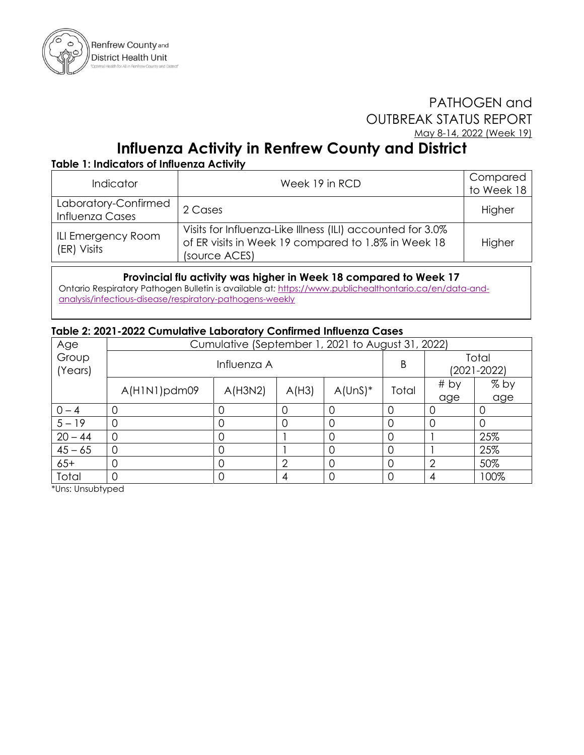PATHOGEN and OUTBREAK STATUS REPORT

May 8-14, 2022 (Week 19)

# Influenza Activity in Renfrew County and District

**Table 1: Indicators of Influenza Activity**

| Indicator | Week 19 in RCD | Compared to Week 18 |
|---|---|---|
| Laboratory-Confirmed Influenza Cases | 2 Cases | Higher |
| ILI Emergency Room (ER) Visits | Visits for Influenza-Like Illness (ILI) accounted for 3.0% of ER visits in Week 19 compared to 1.8% in Week 18 (source ACES) | Higher |

**Provincial flu activity was higher in Week 18 compared to Week 17**

Ontario Respiratory Pathogen Bulletin is available at: https://www.publichealthontario.ca/en/data-and-analysis/infectious-disease/respiratory-pathogens-weekly

**Table 2: 2021-2022 Cumulative Laboratory Confirmed Influenza Cases**

| Age Group (Years) | Cumulative (September 1, 2021 to August 31, 2022) | | | | | | |
|---|---|---|---|---|---|---|---|
| | Influenza A | | | | B | Total (2021-2022) | |
| | A(H1N1)pdm09 | A(H3N2) | A(H3) | A(UnS)* | Total | # by age | % by age |
| 0 – 4 | 0 | 0 | 0 | 0 | 0 | 0 | 0 |
| 5 – 19 | 0 | 0 | 0 | 0 | 0 | 0 | 0 |
| 20 – 44 | 0 | 0 | 1 | 0 | 0 | 1 | 25% |
| 45 – 65 | 0 | 0 | 1 | 0 | 0 | 1 | 25% |
| 65+ | 0 | 0 | 2 | 0 | 0 | 2 | 50% |
| Total | 0 | 0 | 4 | 0 | 0 | 4 | 100% |

*Uns: Unsubtyped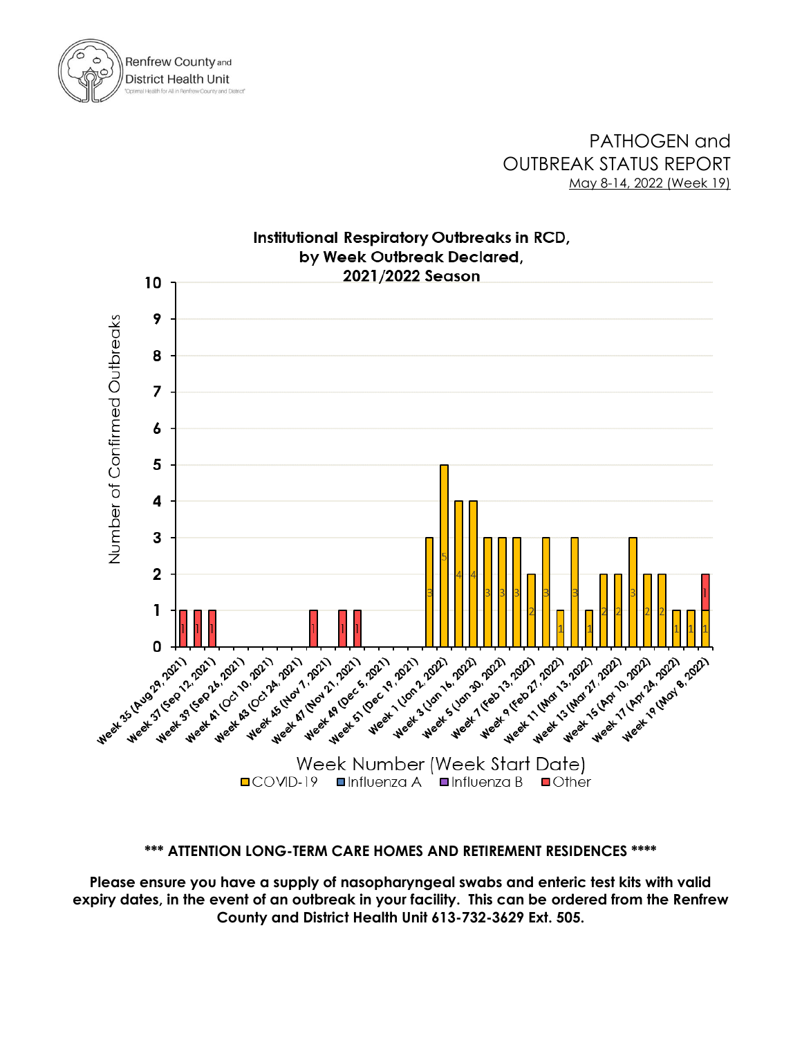Renfrew County and District Health Unit
"Optimal Health for All in Renfrew County and District"

PATHOGEN and
OUTBREAK STATUS REPORT
May 8-14, 2022 (Week 19)

**Institutional Respiratory Outbreaks in RCD, by Week Outbreak Declared, 2021/2022 Season**

Number of Confirmed Outbreaks

10
9
8
7
6
5
4
3
2
1
0

1 1 1 1 1 1 3 5 4 4 3 3 3 2 3 1 3 1 2 2 3 2 2 1 1 1 1

Week 35 (Aug 29, 2021)
Week 37 (Sep 12, 2021)
Week 39 (Sep 26, 2021)
Week 41 (Oct 10, 2021)
Week 43 (Oct 24, 2021)
Week 45 (Nov 7, 2021)
Week 47 (Nov 21, 2021)
Week 49 (Dec 5, 2021)
Week 51 (Dec 19, 2021)
Week 1 (Jan 2, 2022)
Week 3 (Jan 16, 2022)
Week 5 (Jan 30, 2022)
Week 7 (Feb 13, 2022)
Week 9 (Feb 27, 2022)
Week 11 (Mar 13, 2022)
Week 13 (Mar 27, 2022)
Week 15 (Apr 10, 2022)
Week 17 (Apr 24, 2022)
Week 19 (May 8, 2022)

Week Number (Week Start Date)

COVID-19 Influenza A Influenza B Other

**\*\*\* ATTENTION LONG-TERM CARE HOMES AND RETIREMENT RESIDENCES \*\*\*\***

**Please ensure you have a supply of nasopharyngeal swabs and enteric test kits with valid expiry dates, in the event of an outbreak in your facility. This can be ordered from the Renfrew County and District Health Unit 613-732-3629 Ext. 505.**